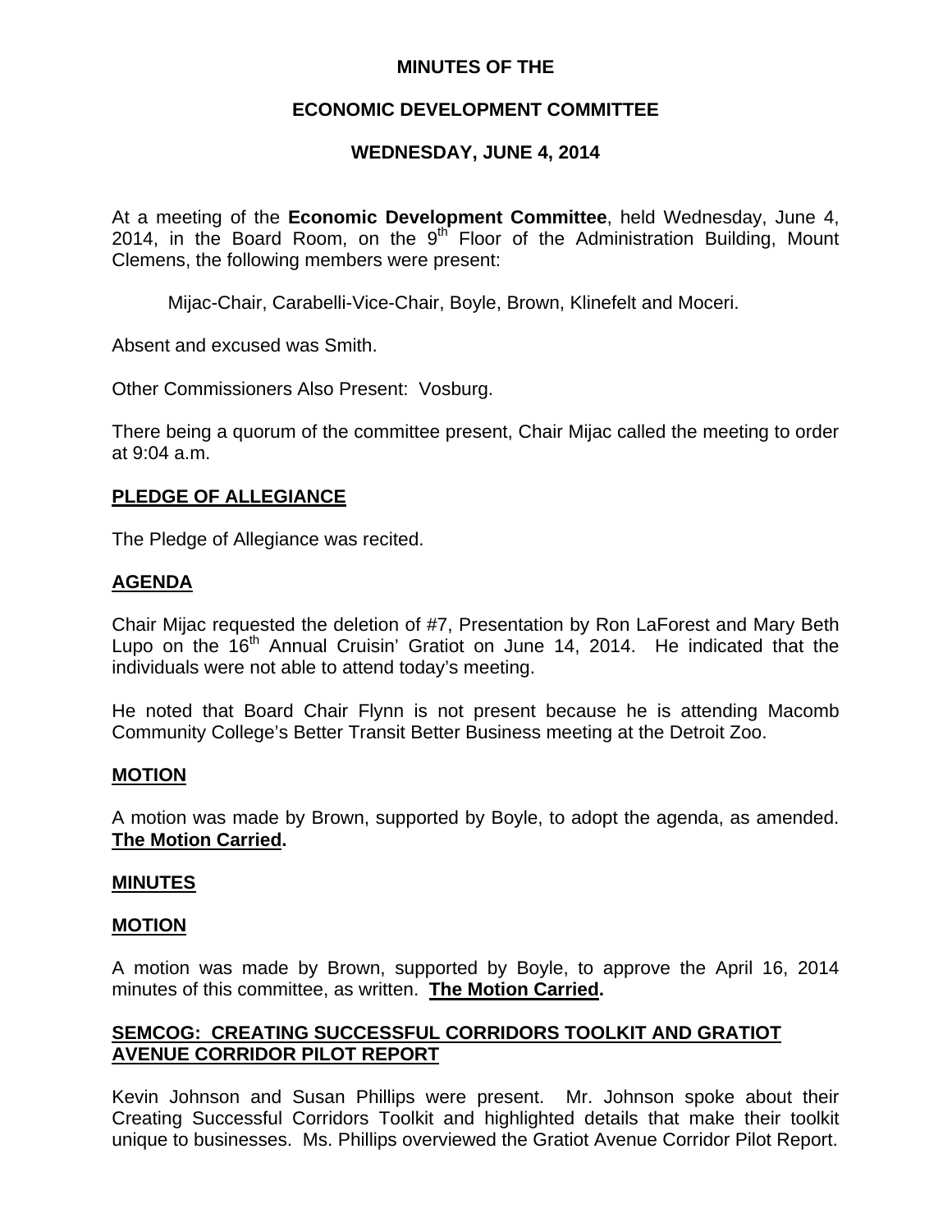# MINUTES OF THE

## ECONOMIC DEVELOPMENT COMMITTEE

### WEDNESDAY, JUNE 4, 2014

At a meeting of the **Economic Development Committee**, held Wednesday, June 4, 2014, in the Board Room, on the 9th Floor of the Administration Building, Mount Clemens, the following members were present:

Mijac-Chair, Carabelli-Vice-Chair, Boyle, Brown, Klinefelt and Moceri.

Absent and excused was Smith.

Other Commissioners Also Present: Vosburg.

There being a quorum of the committee present, Chair Mijac called the meeting to order at 9:04 a.m.

**PLEDGE OF ALLEGIANCE**

The Pledge of Allegiance was recited.

**AGENDA**

Chair Mijac requested the deletion of #7, Presentation by Ron LaForest and Mary Beth Lupo on the 16th Annual Cruisin' Gratiot on June 14, 2014. He indicated that the individuals were not able to attend today's meeting.

He noted that Board Chair Flynn is not present because he is attending Macomb Community College's Better Transit Better Business meeting at the Detroit Zoo.

**MOTION**

A motion was made by Brown, supported by Boyle, to adopt the agenda, as amended. **The Motion Carried.**

**MINUTES**

**MOTION**

A motion was made by Brown, supported by Boyle, to approve the April 16, 2014 minutes of this committee, as written. **The Motion Carried.**

**SEMCOG: CREATING SUCCESSFUL CORRIDORS TOOLKIT AND GRATIOT AVENUE CORRIDOR PILOT REPORT**

Kevin Johnson and Susan Phillips were present. Mr. Johnson spoke about their Creating Successful Corridors Toolkit and highlighted details that make their toolkit unique to businesses. Ms. Phillips overviewed the Gratiot Avenue Corridor Pilot Report.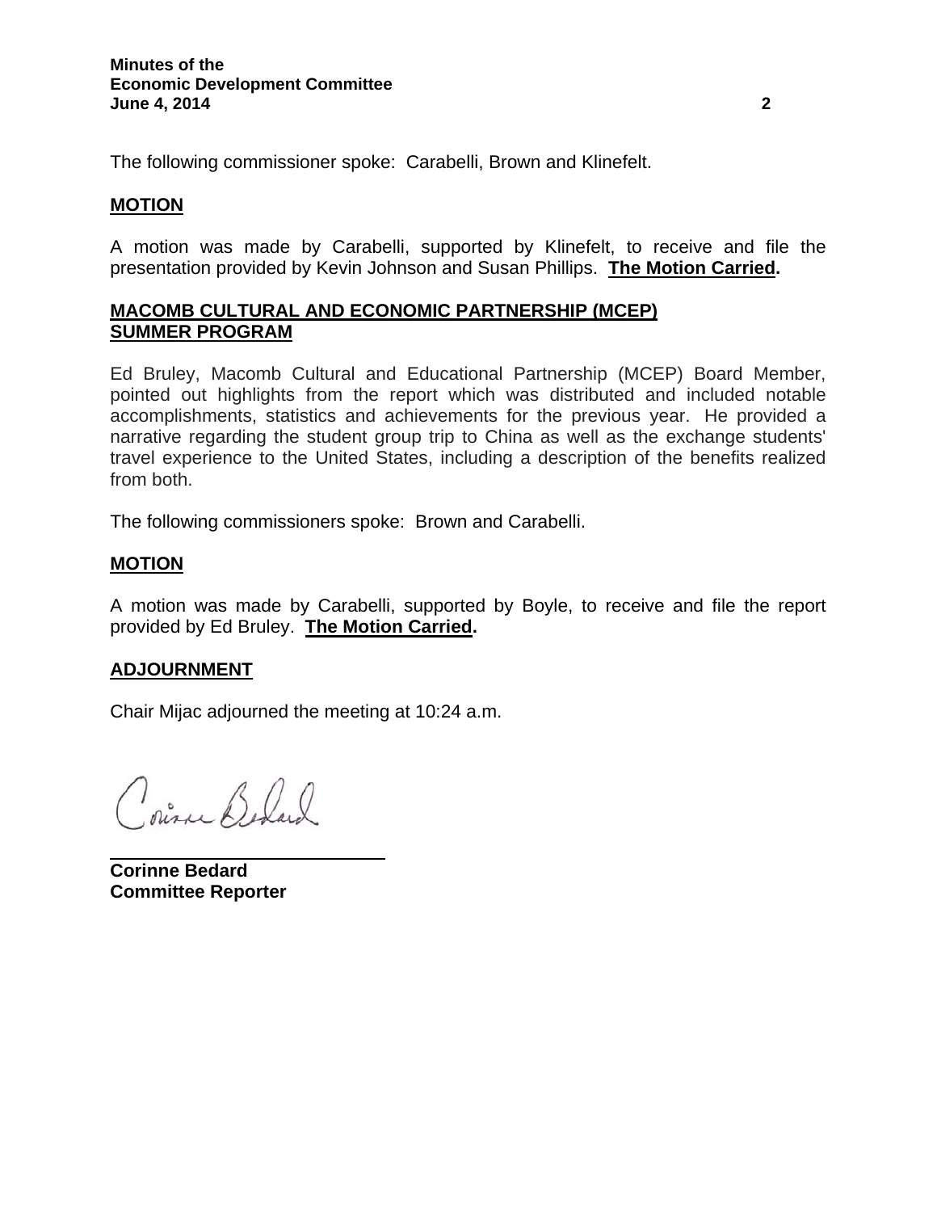The following commissioner spoke: Carabelli, Brown and Klinefelt.

**MOTION**

A motion was made by Carabelli, supported by Klinefelt, to receive and file the presentation provided by Kevin Johnson and Susan Phillips. **The Motion Carried.**

**MACOMB CULTURAL AND ECONOMIC PARTNERSHIP (MCEP) SUMMER PROGRAM**

Ed Bruley, Macomb Cultural and Educational Partnership (MCEP) Board Member, pointed out highlights from the report which was distributed and included notable accomplishments, statistics and achievements for the previous year. He provided a narrative regarding the student group trip to China as well as the exchange students' travel experience to the United States, including a description of the benefits realized from both.

The following commissioners spoke: Brown and Carabelli.

**MOTION**

A motion was made by Carabelli, supported by Boyle, to receive and file the report provided by Ed Bruley. **The Motion Carried.**

**ADJOURNMENT**

Chair Mijac adjourned the meeting at 10:24 a.m.

**Corinne Bedard**
**Committee Reporter**